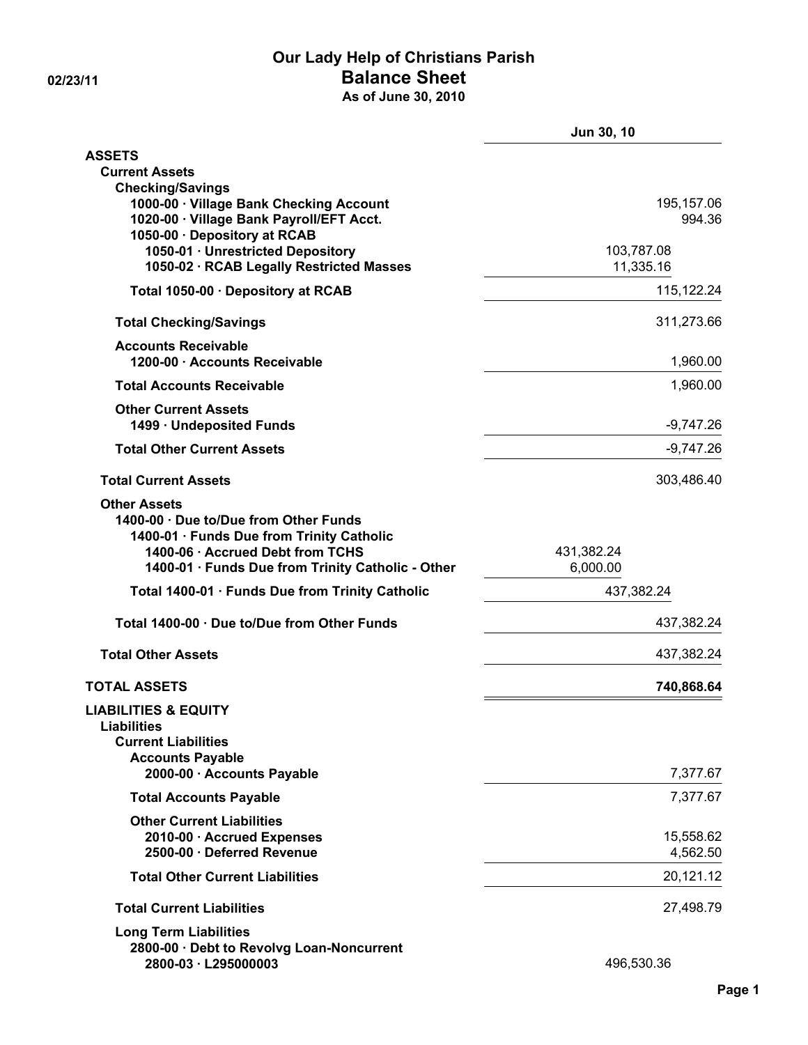# Our Lady Help of Christians Parish

## Balance Sheet

**As of June 30, 2010**

02/23/11

| | | Jun 30, 10 |
|---|---|---|
| **ASSETS** | | |
| **Current Assets** | | |
| **Checking/Savings** | | |
| **1000-00 · Village Bank Checking Account** | | 195,157.06 |
| **1020-00 · Village Bank Payroll/EFT Acct.** | | 994.36 |
| **1050-00 · Depository at RCAB** | | |
| **1050-01 · Unrestricted Depository** | 103,787.08 | |
| **1050-02 · RCAB Legally Restricted Masses** | 11,335.16 | |
| **Total 1050-00 · Depository at RCAB** | | 115,122.24 |
| **Total Checking/Savings** | | 311,273.66 |
| **Accounts Receivable** | | |
| **1200-00 · Accounts Receivable** | | 1,960.00 |
| **Total Accounts Receivable** | | 1,960.00 |
| **Other Current Assets** | | |
| **1499 · Undeposited Funds** | | -9,747.26 |
| **Total Other Current Assets** | | -9,747.26 |
| **Total Current Assets** | | 303,486.40 |
| **Other Assets** | | |
| **1400-00 · Due to/Due from Other Funds** | | |
| **1400-01 · Funds Due from Trinity Catholic** | | |
| **1400-06 · Accrued Debt from TCHS** | 431,382.24 | |
| **1400-01 · Funds Due from Trinity Catholic - Other** | 6,000.00 | |
| **Total 1400-01 · Funds Due from Trinity Catholic** | 437,382.24 | |
| **Total 1400-00 · Due to/Due from Other Funds** | | 437,382.24 |
| **Total Other Assets** | | 437,382.24 |
| **TOTAL ASSETS** | | **740,868.64** |
| **LIABILITIES & EQUITY** | | |
| **Liabilities** | | |
| **Current Liabilities** | | |
| **Accounts Payable** | | |
| **2000-00 · Accounts Payable** | | 7,377.67 |
| **Total Accounts Payable** | | 7,377.67 |
| **Other Current Liabilities** | | |
| **2010-00 · Accrued Expenses** | | 15,558.62 |
| **2500-00 · Deferred Revenue** | | 4,562.50 |
| **Total Other Current Liabilities** | | 20,121.12 |
| **Total Current Liabilities** | | 27,498.79 |
| **Long Term Liabilities** | | |
| **2800-00 · Debt to Revolvg Loan-Noncurrent** | | |
| **2800-03 · L295000003** | 496,530.36 | |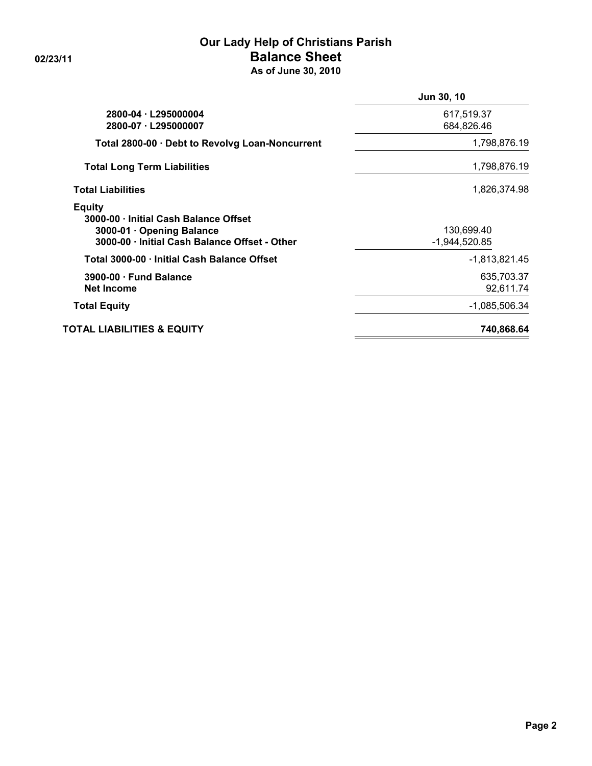# Our Lady Help of Christians Parish

## Balance Sheet

**As of June 30, 2010**

02/23/11

| | Jun 30, 10 |
|---|---|
| 2800-04 · L295000004 | 617,519.37 |
| 2800-07 · L295000007 | 684,826.46 |
| **Total 2800-00 · Debt to Revolvg Loan-Noncurrent** | 1,798,876.19 |
| **Total Long Term Liabilities** | 1,798,876.19 |
| **Total Liabilities** | 1,826,374.98 |
| **Equity** | |
| **3000-00 · Initial Cash Balance Offset** | |
| 3000-01 · Opening Balance | 130,699.40 |
| 3000-00 · Initial Cash Balance Offset - Other | -1,944,520.85 |
| **Total 3000-00 · Initial Cash Balance Offset** | -1,813,821.45 |
| 3900-00 · Fund Balance | 635,703.37 |
| Net Income | 92,611.74 |
| **Total Equity** | -1,085,506.34 |
| **TOTAL LIABILITIES & EQUITY** | **740,868.64** |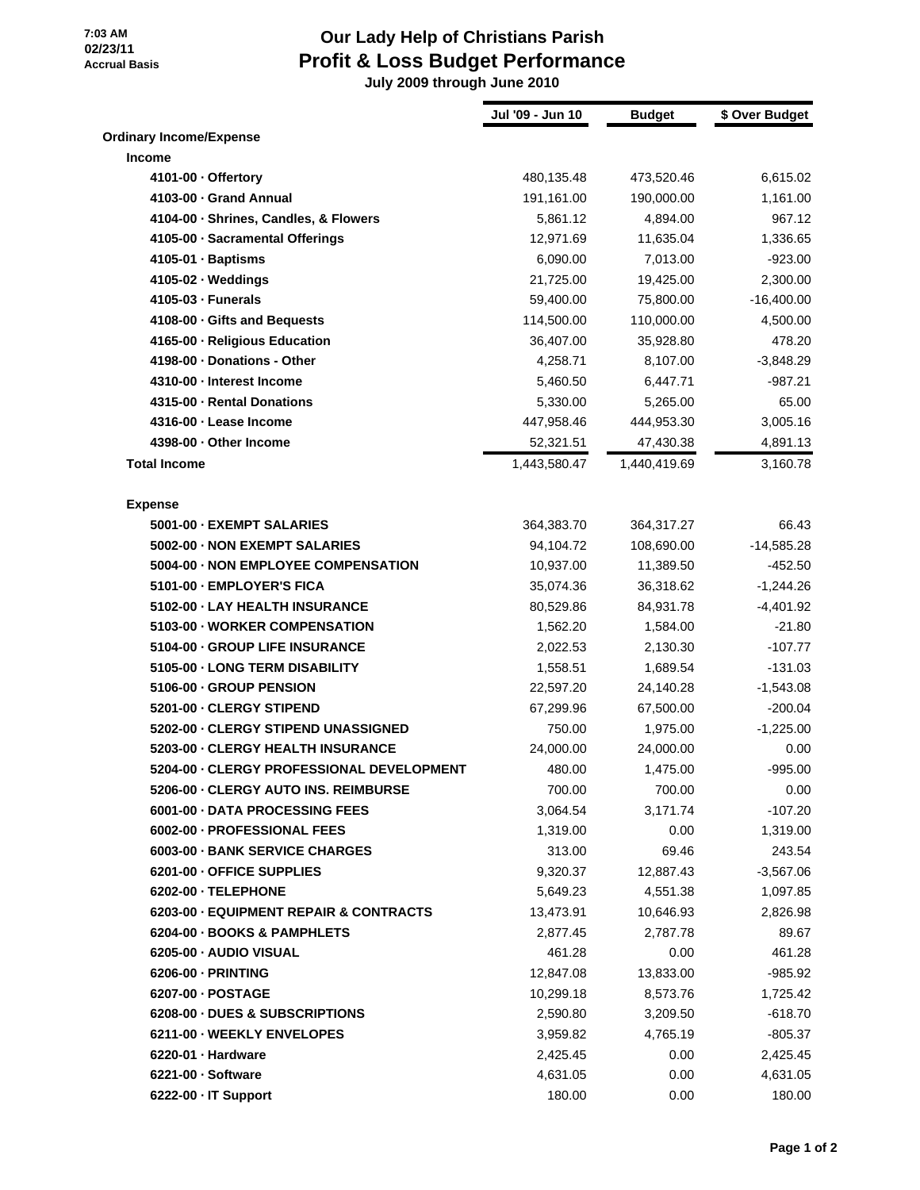# Our Lady Help of Christians Parish
## Profit & Loss Budget Performance
**July 2009 through June 2010**

7:03 AM
02/23/11
Accrual Basis

| | Jul '09 - Jun 10 | Budget | $ Over Budget |
|---|---|---|---|
| **Ordinary Income/Expense** | | | |
| **Income** | | | |
| **4101-00 · Offertory** | 480,135.48 | 473,520.46 | 6,615.02 |
| **4103-00 · Grand Annual** | 191,161.00 | 190,000.00 | 1,161.00 |
| **4104-00 · Shrines, Candles, & Flowers** | 5,861.12 | 4,894.00 | 967.12 |
| **4105-00 · Sacramental Offerings** | 12,971.69 | 11,635.04 | 1,336.65 |
| **4105-01 · Baptisms** | 6,090.00 | 7,013.00 | -923.00 |
| **4105-02 · Weddings** | 21,725.00 | 19,425.00 | 2,300.00 |
| **4105-03 · Funerals** | 59,400.00 | 75,800.00 | -16,400.00 |
| **4108-00 · Gifts and Bequests** | 114,500.00 | 110,000.00 | 4,500.00 |
| **4165-00 · Religious Education** | 36,407.00 | 35,928.80 | 478.20 |
| **4198-00 · Donations - Other** | 4,258.71 | 8,107.00 | -3,848.29 |
| **4310-00 · Interest Income** | 5,460.50 | 6,447.71 | -987.21 |
| **4315-00 · Rental Donations** | 5,330.00 | 5,265.00 | 65.00 |
| **4316-00 · Lease Income** | 447,958.46 | 444,953.30 | 3,005.16 |
| **4398-00 · Other Income** | 52,321.51 | 47,430.38 | 4,891.13 |
| **Total Income** | 1,443,580.47 | 1,440,419.69 | 3,160.78 |
| **Expense** | | | |
| **5001-00 · EXEMPT SALARIES** | 364,383.70 | 364,317.27 | 66.43 |
| **5002-00 · NON EXEMPT SALARIES** | 94,104.72 | 108,690.00 | -14,585.28 |
| **5004-00 · NON EMPLOYEE COMPENSATION** | 10,937.00 | 11,389.50 | -452.50 |
| **5101-00 · EMPLOYER'S FICA** | 35,074.36 | 36,318.62 | -1,244.26 |
| **5102-00 · LAY HEALTH INSURANCE** | 80,529.86 | 84,931.78 | -4,401.92 |
| **5103-00 · WORKER COMPENSATION** | 1,562.20 | 1,584.00 | -21.80 |
| **5104-00 · GROUP LIFE INSURANCE** | 2,022.53 | 2,130.30 | -107.77 |
| **5105-00 · LONG TERM DISABILITY** | 1,558.51 | 1,689.54 | -131.03 |
| **5106-00 · GROUP PENSION** | 22,597.20 | 24,140.28 | -1,543.08 |
| **5201-00 · CLERGY STIPEND** | 67,299.96 | 67,500.00 | -200.04 |
| **5202-00 · CLERGY STIPEND UNASSIGNED** | 750.00 | 1,975.00 | -1,225.00 |
| **5203-00 · CLERGY HEALTH INSURANCE** | 24,000.00 | 24,000.00 | 0.00 |
| **5204-00 · CLERGY PROFESSIONAL DEVELOPMENT** | 480.00 | 1,475.00 | -995.00 |
| **5206-00 · CLERGY AUTO INS. REIMBURSE** | 700.00 | 700.00 | 0.00 |
| **6001-00 · DATA PROCESSING FEES** | 3,064.54 | 3,171.74 | -107.20 |
| **6002-00 · PROFESSIONAL FEES** | 1,319.00 | 0.00 | 1,319.00 |
| **6003-00 · BANK SERVICE CHARGES** | 313.00 | 69.46 | 243.54 |
| **6201-00 · OFFICE SUPPLIES** | 9,320.37 | 12,887.43 | -3,567.06 |
| **6202-00 · TELEPHONE** | 5,649.23 | 4,551.38 | 1,097.85 |
| **6203-00 · EQUIPMENT REPAIR & CONTRACTS** | 13,473.91 | 10,646.93 | 2,826.98 |
| **6204-00 · BOOKS & PAMPHLETS** | 2,877.45 | 2,787.78 | 89.67 |
| **6205-00 · AUDIO VISUAL** | 461.28 | 0.00 | 461.28 |
| **6206-00 · PRINTING** | 12,847.08 | 13,833.00 | -985.92 |
| **6207-00 · POSTAGE** | 10,299.18 | 8,573.76 | 1,725.42 |
| **6208-00 · DUES & SUBSCRIPTIONS** | 2,590.80 | 3,209.50 | -618.70 |
| **6211-00 · WEEKLY ENVELOPES** | 3,959.82 | 4,765.19 | -805.37 |
| **6220-01 · Hardware** | 2,425.45 | 0.00 | 2,425.45 |
| **6221-00 · Software** | 4,631.05 | 0.00 | 4,631.05 |
| **6222-00 · IT Support** | 180.00 | 0.00 | 180.00 |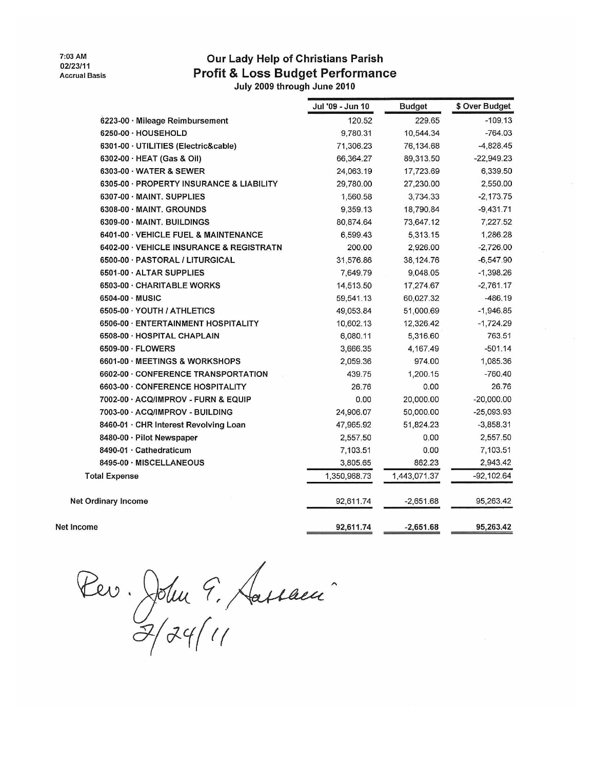7:03 AM
02/23/11
Accrual Basis

# Our Lady Help of Christians Parish
## Profit & Loss Budget Performance
July 2009 through June 2010

| | Jul '09 - Jun 10 | Budget | $ Over Budget |
|---|---|---|---|
| 6223-00 · Mileage Reimbursement | 120.52 | 229.65 | -109.13 |
| 6250-00 · HOUSEHOLD | 9,780.31 | 10,544.34 | -764.03 |
| 6301-00 · UTILITIES (Electric&cable) | 71,306.23 | 76,134.68 | -4,828.45 |
| 6302-00 · HEAT (Gas & Oil) | 66,364.27 | 89,313.50 | -22,949.23 |
| 6303-00 · WATER & SEWER | 24,063.19 | 17,723.69 | 6,339.50 |
| 6305-00 · PROPERTY INSURANCE & LIABILITY | 29,780.00 | 27,230.00 | 2,550.00 |
| 6307-00 · MAINT. SUPPLIES | 1,560.58 | 3,734.33 | -2,173.75 |
| 6308-00 · MAINT. GROUNDS | 9,359.13 | 18,790.84 | -9,431.71 |
| 6309-00 · MAINT. BUILDINGS | 80,874.64 | 73,647.12 | 7,227.52 |
| 6401-00 · VEHICLE FUEL & MAINTENANCE | 6,599.43 | 5,313.15 | 1,286.28 |
| 6402-00 · VEHICLE INSURANCE & REGISTRATN | 200.00 | 2,926.00 | -2,726.00 |
| 6500-00 · PASTORAL / LITURGICAL | 31,576.86 | 38,124.76 | -6,547.90 |
| 6501-00 · ALTAR SUPPLIES | 7,649.79 | 9,048.05 | -1,398.26 |
| 6503-00 · CHARITABLE WORKS | 14,513.50 | 17,274.67 | -2,761.17 |
| 6504-00 · MUSIC | 59,541.13 | 60,027.32 | -486.19 |
| 6505-00 · YOUTH / ATHLETICS | 49,053.84 | 51,000.69 | -1,946.85 |
| 6506-00 · ENTERTAINMENT HOSPITALITY | 10,602.13 | 12,326.42 | -1,724.29 |
| 6508-00 · HOSPITAL CHAPLAIN | 6,080.11 | 5,316.60 | 763.51 |
| 6509-00 · FLOWERS | 3,666.35 | 4,167.49 | -501.14 |
| 6601-00 · MEETINGS & WORKSHOPS | 2,059.36 | 974.00 | 1,085.36 |
| 6602-00 · CONFERENCE TRANSPORTATION | 439.75 | 1,200.15 | -760.40 |
| 6603-00 · CONFERENCE HOSPITALITY | 26.76 | 0.00 | 26.76 |
| 7002-00 · ACQ/IMPROV - FURN & EQUIP | 0.00 | 20,000.00 | -20,000.00 |
| 7003-00 · ACQ/IMPROV - BUILDING | 24,906.07 | 50,000.00 | -25,093.93 |
| 8460-01 · CHR Interest Revolving Loan | 47,965.92 | 51,824.23 | -3,858.31 |
| 8480-00 · Pilot Newspaper | 2,557.50 | 0.00 | 2,557.50 |
| 8490-01 · Cathedraticum | 7,103.51 | 0.00 | 7,103.51 |
| 8495-00 · MISCELLANEOUS | 3,805.65 | 862.23 | 2,943.42 |
| Total Expense | 1,350,968.73 | 1,443,071.37 | -92,102.64 |
| Net Ordinary Income | 92,611.74 | -2,651.68 | 95,263.42 |
| Net Income | 92,611.74 | -2,651.68 | 95,263.42 |

Rev. John G. Sassani
2/24/11